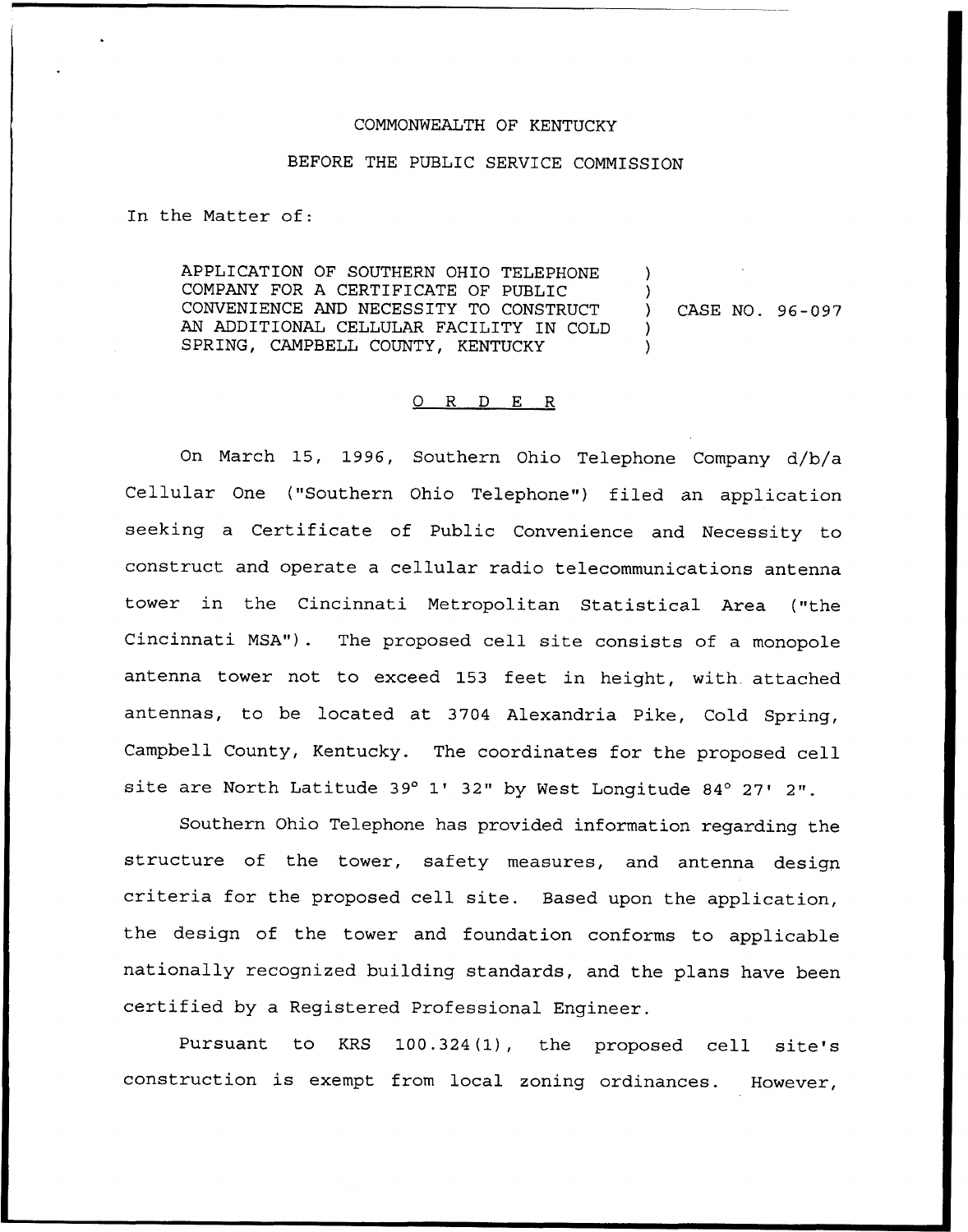COMMONWEALTH OF KENTUCKY

BEFORE THE PUBLIC SERVICE COMMISSION

In the Matter of:

APPLICATION OF SOUTHERN OHIO TELEPHONE COMPANY FOR A CERTIFICATE OF PUBLIC CONVENIENCE AND NECESSITY TO CONSTRUCT AN ADDITIONAL CELLULAR FACILITY IN COLD SPRING, CAMPBELL COUNTY, KENTUCKY ) CASE NO. 96-097

O R D E R

On March 15, 1996, Southern Ohio Telephone Company d/b/a Cellular One ("Southern Ohio Telephone") filed an application seeking a Certificate of Public Convenience and Necessity to construct and operate a cellular radio telecommunications antenna tower in the Cincinnati Metropolitan Statistical Area ("the Cincinnati MSA"). The proposed cell site consists of a monopole antenna tower not to exceed 153 feet in height, with attached antennas, to be located at 3704 Alexandria Pike, Cold Spring, Campbell County, Kentucky. The coordinates for the proposed cell site are North Latitude 39° 1' 32" by West Longitude 84° 27' 2".

Southern Ohio Telephone has provided information regarding the structure of the tower, safety measures, and antenna design criteria for the proposed cell site. Based upon the application, the design of the tower and foundation conforms to applicable nationally recognized building standards, and the plans have been certified by a Registered Professional Engineer.

Pursuant to KRS 100.324(1), the proposed cell site's construction is exempt from local zoning ordinances. However,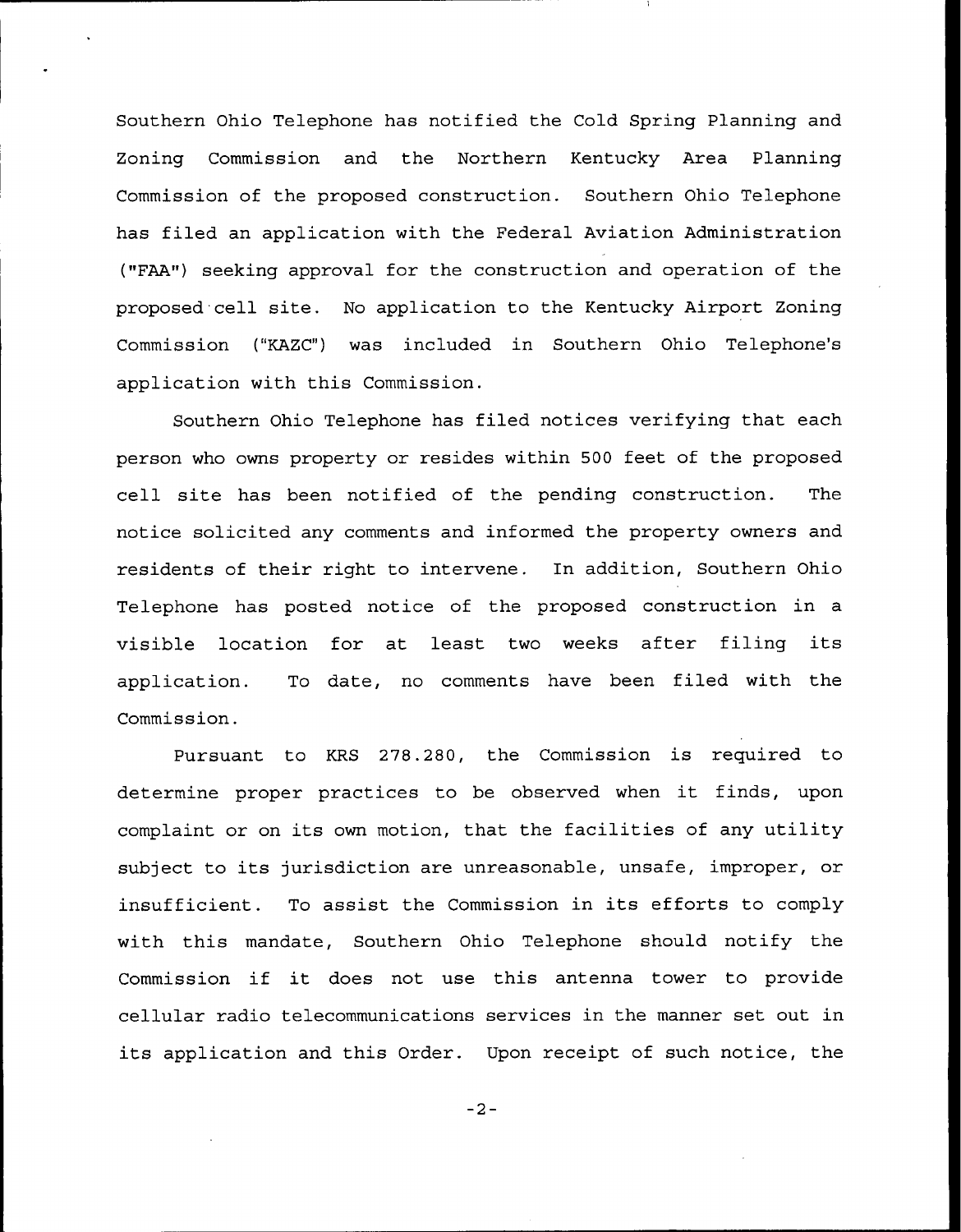Southern Ohio Telephone has notified the Cold Spring Planning and Zoning Commission and the Northern Kentucky Area Planning Commission of the proposed construction. Southern Ohio Telephone has filed an application with the Federal Aviation Administration ("FAA") seeking approval for the construction and operation of the proposed cell site. No application to the Kentucky Airport Zoning Commission ("KAZC") was included in Southern Ohio Telephone's application with this Commission.

Southern Ohio Telephone has filed notices verifying that each person who owns property or resides within 500 feet of the proposed cell site has been notified of the pending construction. The notice solicited any comments and informed the property owners and residents of their right to intervene. In addition, Southern Ohio Telephone has posted notice of the proposed construction in a visible location for at least two weeks after filing its application. To date, no comments have been filed with the Commission.

Pursuant to KRS 278.280, the Commission is required to determine proper practices to be observed when it finds, upon complaint or on its own motion, that the facilities of any utility subject to its jurisdiction are unreasonable, unsafe, improper, or insufficient. To assist the Commission in its efforts to comply with this mandate, Southern Ohio Telephone should notify the Commission if it does not use this antenna tower to provide cellular radio telecommunications services in the manner set out in its application and this Order. Upon receipt of such notice, the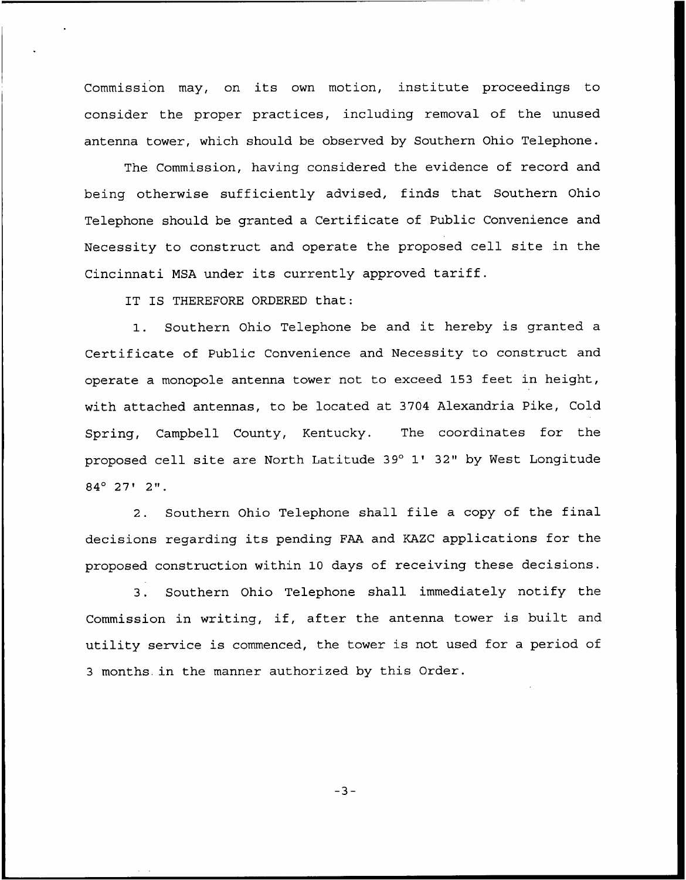Commission may, on its own motion, institute proceedings to consider the proper practices, including removal of the unused antenna tower, which should be observed by Southern Ohio Telephone.

The Commission, having considered the evidence of record and being otherwise sufficiently advised, finds that Southern Ohio Telephone should be granted a Certificate of Public Convenience and Necessity to construct and operate the proposed cell site in the Cincinnati MSA under its currently approved tariff.

IT IS THEREFORE ORDERED that:

1. Southern Ohio Telephone be and it hereby is granted a Certificate of Public Convenience and Necessity to construct and operate a monopole antenna tower not to exceed 153 feet in height, with attached antennas, to be located at 3704 Alexandria Pike, Cold Spring, Campbell County, Kentucky. The coordinates for the proposed cell site are North Latitude 39° 1' 32" by West Longitude 84° 27' 2".

2. Southern Ohio Telephone shall file a copy of the final decisions regarding its pending FAA and KAZC applications for the proposed construction within 10 days of receiving these decisions.

3. Southern Ohio Telephone shall immediately notify the Commission in writing, if, after the antenna tower is built and utility service is commenced, the tower is not used for a period of 3 months in the manner authorized by this Order.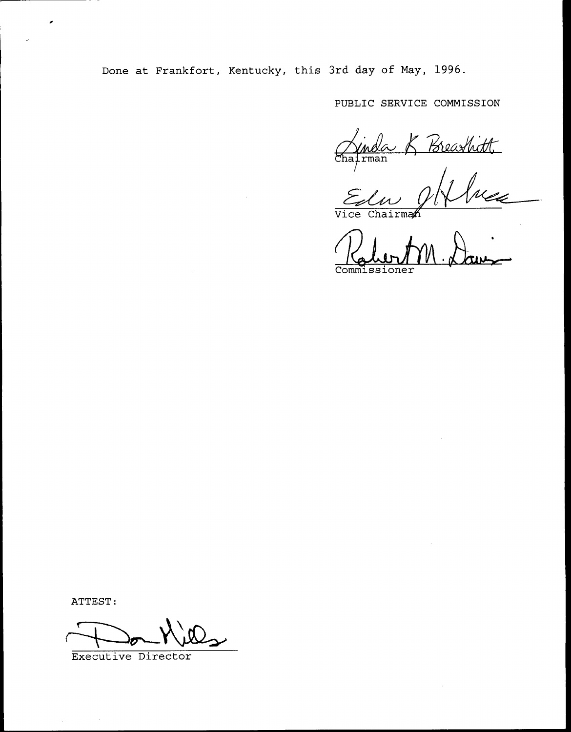Done at Frankfort, Kentucky, this 3rd day of May, 1996.

PUBLIC SERVICE COMMISSION

Linda K Breathitt
Chairman

Edw J Holmes
Vice Chairman

Robert M. Davis
Commissioner

ATTEST:

Don Mills
Executive Director